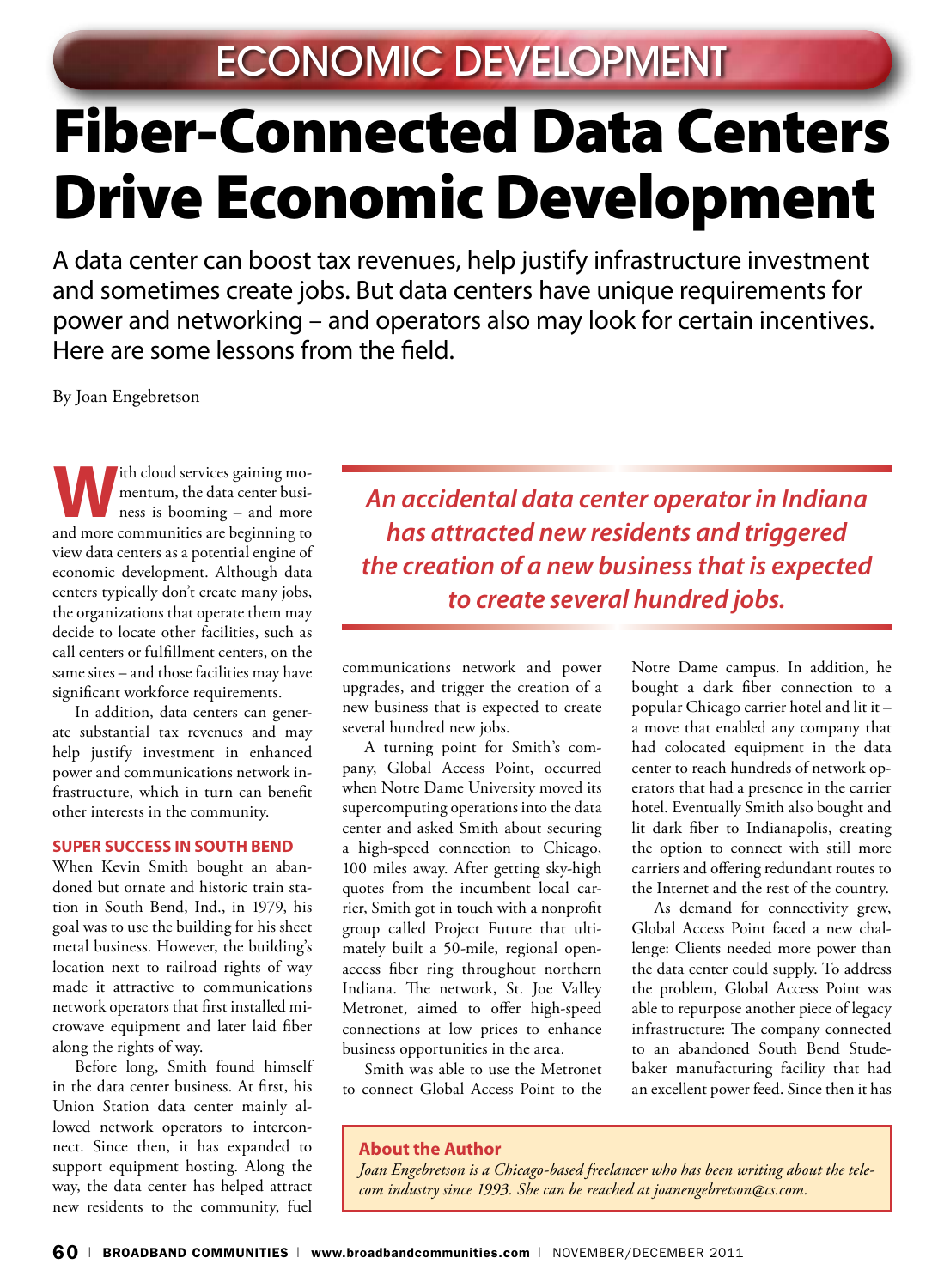ECONOMIC DEVELOPMENT

# Fiber-Connected Data Centers Drive Economic Development

A data center can boost tax revenues, help justify infrastructure investment and sometimes create jobs. But data centers have unique requirements for power and networking – and operators also may look for certain incentives. Here are some lessons from the field.

By Joan Engebretson

With cloud services gaining momentum, the data center business is booming – and more and more communities are beginning to view data centers as a potential engine of economic development. Although data centers typically don't create many jobs, the organizations that operate them may decide to locate other facilities, such as call centers or fulfillment centers, on the same sites – and those facilities may have significant workforce requirements.

In addition, data centers can generate substantial tax revenues and may help justify investment in enhanced power and communications network infrastructure, which in turn can benefit other interests in the community.

*An accidental data center operator in Indiana has attracted new residents and triggered the creation of a new business that is expected to create several hundred jobs.*

### SUPER SUCCESS IN SOUTH BEND

When Kevin Smith bought an abandoned but ornate and historic train station in South Bend, Ind., in 1979, his goal was to use the building for his sheet metal business. However, the building's location next to railroad rights of way made it attractive to communications network operators that first installed microwave equipment and later laid fiber along the rights of way.

Before long, Smith found himself in the data center business. At first, his Union Station data center mainly allowed network operators to interconnect. Since then, it has expanded to support equipment hosting. Along the way, the data center has helped attract new residents to the community, fuel communications network and power upgrades, and trigger the creation of a new business that is expected to create several hundred new jobs.

A turning point for Smith's company, Global Access Point, occurred when Notre Dame University moved its supercomputing operations into the data center and asked Smith about securing a high-speed connection to Chicago, 100 miles away. After getting sky-high quotes from the incumbent local carrier, Smith got in touch with a nonprofit group called Project Future that ultimately built a 50-mile, regional open-access fiber ring throughout northern Indiana. The network, St. Joe Valley Metronet, aimed to offer high-speed connections at low prices to enhance business opportunities in the area.

Smith was able to use the Metronet to connect Global Access Point to the Notre Dame campus. In addition, he bought a dark fiber connection to a popular Chicago carrier hotel and lit it – a move that enabled any company that had colocated equipment in the data center to reach hundreds of network operators that had a presence in the carrier hotel. Eventually Smith also bought and lit dark fiber to Indianapolis, creating the option to connect with still more carriers and offering redundant routes to the Internet and the rest of the country.

As demand for connectivity grew, Global Access Point faced a new challenge: Clients needed more power than the data center could supply. To address the problem, Global Access Point was able to repurpose another piece of legacy infrastructure: The company connected to an abandoned South Bend Studebaker manufacturing facility that had an excellent power feed. Since then it has

**About the Author**

*Joan Engebretson is a Chicago-based freelancer who has been writing about the telecom industry since 1993. She can be reached at joanengebretson@cs.com.*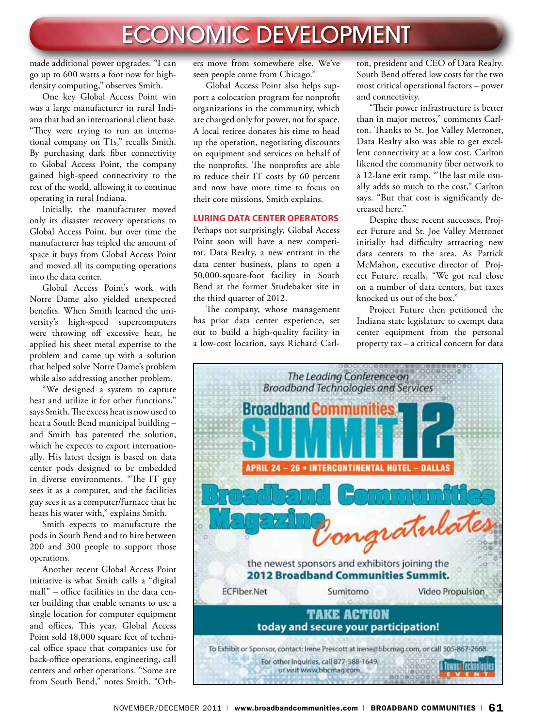made additional power upgrades. "I can go up to 600 watts a foot now for high-density computing," observes Smith.

One key Global Access Point win was a large manufacturer in rural Indiana that had an international client base. "They were trying to run an international company on T1s," recalls Smith. By purchasing dark fiber connectivity to Global Access Point, the company gained high-speed connectivity to the rest of the world, allowing it to continue operating in rural Indiana.

Initially, the manufacturer moved only its disaster recovery operations to Global Access Point, but over time the manufacturer has tripled the amount of space it buys from Global Access Point and moved all its computing operations into the data center.

Global Access Point's work with Notre Dame also yielded unexpected benefits. When Smith learned the university's high-speed supercomputers were throwing off excessive heat, he applied his sheet metal expertise to the problem and came up with a solution that helped solve Notre Dame's problem while also addressing another problem.

"We designed a system to capture heat and utilize it for other functions," says Smith. The excess heat is now used to heat a South Bend municipal building – and Smith has patented the solution, which he expects to export internationally. His latest design is based on data center pods designed to be embedded in diverse environments. "The IT guy sees it as a computer, and the facilities guy sees it as a computer/furnace that he heats his water with," explains Smith.

Smith expects to manufacture the pods in South Bend and to hire between 200 and 300 people to support those operations.

Another recent Global Access Point initiative is what Smith calls a "digital mall" – office facilities in the data center building that enable tenants to use a single location for computer equipment and offices. This year, Global Access Point sold 18,000 square feet of technical office space that companies use for back-office operations, engineering, call centers and other operations. "Some are from South Bend," notes Smith. "Others move from somewhere else. We've seen people come from Chicago."

Global Access Point also helps support a colocation program for nonprofit organizations in the community, which are charged only for power, not for space. A local retiree donates his time to head up the operation, negotiating discounts on equipment and services on behalf of the nonprofits. The nonprofits are able to reduce their IT costs by 60 percent and now have more time to focus on their core missions, Smith explains.

### LURING DATA CENTER OPERATORS

Perhaps not surprisingly, Global Access Point soon will have a new competitor. Data Realty, a new entrant in the data center business, plans to open a 50,000-square-foot facility in South Bend at the former Studebaker site in the third quarter of 2012.

The company, whose management has prior data center experience, set out to build a high-quality facility in a low-cost location, says Richard Carlton, president and CEO of Data Realty. South Bend offered low costs for the two most critical operational factors – power and connectivity.

"Their power infrastructure is better than in major metros," comments Carlton. Thanks to St. Joe Valley Metronet, Data Realty also was able to get excellent connectivity at a low cost. Carlton likened the community fiber network to a 12-lane exit ramp. "The last mile usually adds so much to the cost," Carlton says. "But that cost is significantly decreased here."

Despite these recent successes, Project Future and St. Joe Valley Metronet initially had difficulty attracting new data centers to the area. As Patrick McMahon, executive director of Project Future, recalls, "We got real close on a number of data centers, but taxes knocked us out of the box."

Project Future then petitioned the Indiana state legislature to exempt data center equipment from the personal property tax – a critical concern for data

---

The Leading Conference on Broadband Technologies and Services

**Broadband Communities SUMMIT 12**

**APRIL 24 – 26 • INTERCONTINENTAL HOTEL – DALLAS**

**Broadband Communities Magazine** *Congratulates*

the newest sponsors and exhibitors joining the **2012 Broadband Communities Summit.**

ECFiber.Net | Sumitomo | Video Propulsion

**TAKE ACTION today and secure your participation!**

To Exhibit or Sponsor, contact: Irene Prescott at irene@bbcmag.com, or call 505-867-2668.

For other inquiries, call 877-588-1649, or visit www.bbcmag.com.

A Towns & Technologies EVENT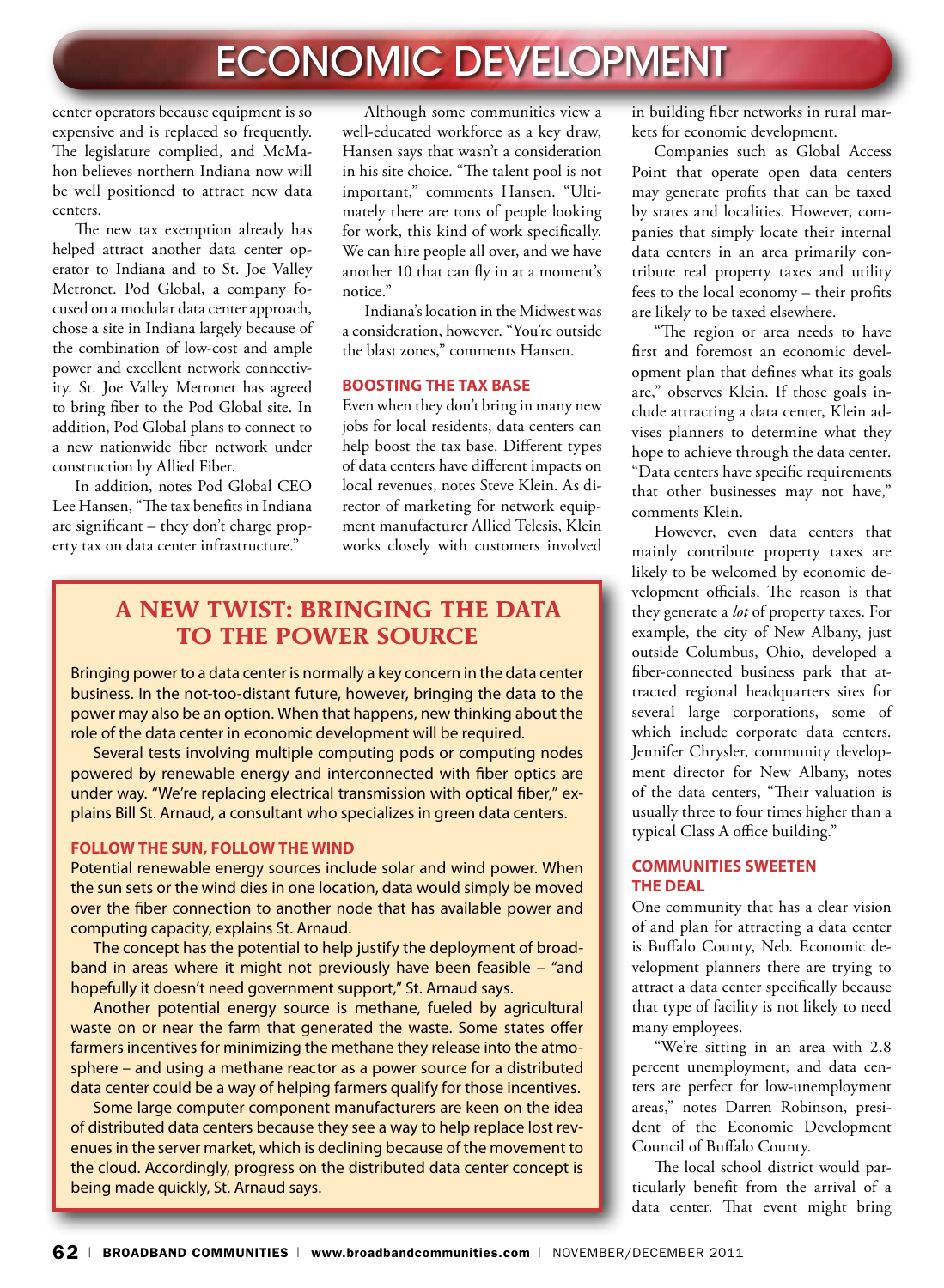center operators because equipment is so expensive and is replaced so frequently. The legislature complied, and McMahon believes northern Indiana now will be well positioned to attract new data centers.

The new tax exemption already has helped attract another data center operator to Indiana and to St. Joe Valley Metronet. Pod Global, a company focused on a modular data center approach, chose a site in Indiana largely because of the combination of low-cost and ample power and excellent network connectivity. St. Joe Valley Metronet has agreed to bring fiber to the Pod Global site. In addition, Pod Global plans to connect to a new nationwide fiber network under construction by Allied Fiber.

In addition, notes Pod Global CEO Lee Hansen, "The tax benefits in Indiana are significant – they don't charge property tax on data center infrastructure."

Although some communities view a well-educated workforce as a key draw, Hansen says that wasn't a consideration in his site choice. "The talent pool is not important," comments Hansen. "Ultimately there are tons of people looking for work, this kind of work specifically. We can hire people all over, and we have another 10 that can fly in at a moment's notice."

Indiana's location in the Midwest was a consideration, however. "You're outside the blast zones," comments Hansen.

## BOOSTING THE TAX BASE

Even when they don't bring in many new jobs for local residents, data centers can help boost the tax base. Different types of data centers have different impacts on local revenues, notes Steve Klein. As director of marketing for network equipment manufacturer Allied Telesis, Klein works closely with customers involved in building fiber networks in rural markets for economic development.

Companies such as Global Access Point that operate open data centers may generate profits that can be taxed by states and localities. However, companies that simply locate their internal data centers in an area primarily contribute real property taxes and utility fees to the local economy – their profits are likely to be taxed elsewhere.

"The region or area needs to have first and foremost an economic development plan that defines what its goals are," observes Klein. If those goals include attracting a data center, Klein advises planners to determine what they hope to achieve through the data center. "Data centers have specific requirements that other businesses may not have," comments Klein.

However, even data centers that mainly contribute property taxes are likely to be welcomed by economic development officials. The reason is that they generate a *lot* of property taxes. For example, the city of New Albany, just outside Columbus, Ohio, developed a fiber-connected business park that attracted regional headquarters sites for several large corporations, some of which include corporate data centers. Jennifer Chrysler, community development director for New Albany, notes of the data centers, "Their valuation is usually three to four times higher than a typical Class A office building."

## COMMUNITIES SWEETEN THE DEAL

One community that has a clear vision of and plan for attracting a data center is Buffalo County, Neb. Economic development planners there are trying to attract a data center specifically because that type of facility is not likely to need many employees.

"We're sitting in an area with 2.8 percent unemployment, and data centers are perfect for low-unemployment areas," notes Darren Robinson, president of the Economic Development Council of Buffalo County.

The local school district would particularly benefit from the arrival of a data center. That event might bring

## A NEW TWIST: BRINGING THE DATA TO THE POWER SOURCE

Bringing power to a data center is normally a key concern in the data center business. In the not-too-distant future, however, bringing the data to the power may also be an option. When that happens, new thinking about the role of the data center in economic development will be required.

Several tests involving multiple computing pods or computing nodes powered by renewable energy and interconnected with fiber optics are under way. "We're replacing electrical transmission with optical fiber," explains Bill St. Arnaud, a consultant who specializes in green data centers.

### FOLLOW THE SUN, FOLLOW THE WIND

Potential renewable energy sources include solar and wind power. When the sun sets or the wind dies in one location, data would simply be moved over the fiber connection to another node that has available power and computing capacity, explains St. Arnaud.

The concept has the potential to help justify the deployment of broadband in areas where it might not previously have been feasible – "and hopefully it doesn't need government support," St. Arnaud says.

Another potential energy source is methane, fueled by agricultural waste on or near the farm that generated the waste. Some states offer farmers incentives for minimizing the methane they release into the atmosphere – and using a methane reactor as a power source for a distributed data center could be a way of helping farmers qualify for those incentives.

Some large computer component manufacturers are keen on the idea of distributed data centers because they see a way to help replace lost revenues in the server market, which is declining because of the movement to the cloud. Accordingly, progress on the distributed data center concept is being made quickly, St. Arnaud says.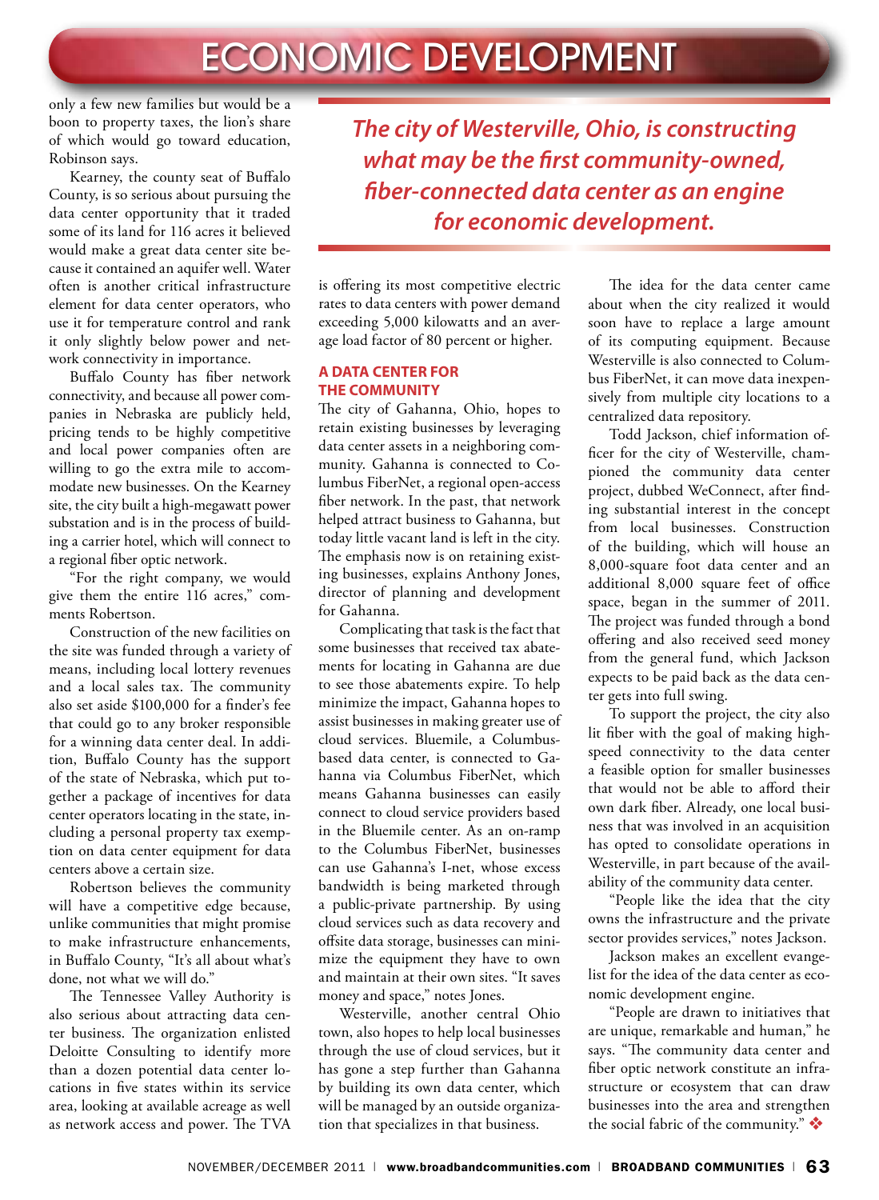only a few new families but would be a boon to property taxes, the lion's share of which would go toward education, Robinson says.

Kearney, the county seat of Buffalo County, is so serious about pursuing the data center opportunity that it traded some of its land for 116 acres it believed would make a great data center site because it contained an aquifer well. Water often is another critical infrastructure element for data center operators, who use it for temperature control and rank it only slightly below power and network connectivity in importance.

Buffalo County has fiber network connectivity, and because all power companies in Nebraska are publicly held, pricing tends to be highly competitive and local power companies often are willing to go the extra mile to accommodate new businesses. On the Kearney site, the city built a high-megawatt power substation and is in the process of building a carrier hotel, which will connect to a regional fiber optic network.

"For the right company, we would give them the entire 116 acres," comments Robertson.

Construction of the new facilities on the site was funded through a variety of means, including local lottery revenues and a local sales tax. The community also set aside $100,000 for a finder's fee that could go to any broker responsible for a winning data center deal. In addition, Buffalo County has the support of the state of Nebraska, which put together a package of incentives for data center operators locating in the state, including a personal property tax exemption on data center equipment for data centers above a certain size.

Robertson believes the community will have a competitive edge because, unlike communities that might promise to make infrastructure enhancements, in Buffalo County, "It's all about what's done, not what we will do."

The Tennessee Valley Authority is also serious about attracting data center business. The organization enlisted Deloitte Consulting to identify more than a dozen potential data center locations in five states within its service area, looking at available acreage as well as network access and power. The TVA is offering its most competitive electric rates to data centers with power demand exceeding 5,000 kilowatts and an average load factor of 80 percent or higher.

*The city of Westerville, Ohio, is constructing what may be the first community-owned, fiber-connected data center as an engine for economic development.*

## A DATA CENTER FOR THE COMMUNITY

The city of Gahanna, Ohio, hopes to retain existing businesses by leveraging data center assets in a neighboring community. Gahanna is connected to Columbus FiberNet, a regional open-access fiber network. In the past, that network helped attract business to Gahanna, but today little vacant land is left in the city. The emphasis now is on retaining existing businesses, explains Anthony Jones, director of planning and development for Gahanna.

Complicating that task is the fact that some businesses that received tax abatements for locating in Gahanna are due to see those abatements expire. To help minimize the impact, Gahanna hopes to assist businesses in making greater use of cloud services. Bluemile, a Columbus-based data center, is connected to Gahanna via Columbus FiberNet, which means Gahanna businesses can easily connect to cloud service providers based in the Bluemile center. As an on-ramp to the Columbus FiberNet, businesses can use Gahanna's I-net, whose excess bandwidth is being marketed through a public-private partnership. By using cloud services such as data recovery and offsite data storage, businesses can minimize the equipment they have to own and maintain at their own sites. "It saves money and space," notes Jones.

Westerville, another central Ohio town, also hopes to help local businesses through the use of cloud services, but it has gone a step further than Gahanna by building its own data center, which will be managed by an outside organization that specializes in that business.

The idea for the data center came about when the city realized it would soon have to replace a large amount of its computing equipment. Because Westerville is also connected to Columbus FiberNet, it can move data inexpensively from multiple city locations to a centralized data repository.

Todd Jackson, chief information officer for the city of Westerville, championed the community data center project, dubbed WeConnect, after finding substantial interest in the concept from local businesses. Construction of the building, which will house an 8,000-square foot data center and an additional 8,000 square feet of office space, began in the summer of 2011. The project was funded through a bond offering and also received seed money from the general fund, which Jackson expects to be paid back as the data center gets into full swing.

To support the project, the city also lit fiber with the goal of making high-speed connectivity to the data center a feasible option for smaller businesses that would not be able to afford their own dark fiber. Already, one local business that was involved in an acquisition has opted to consolidate operations in Westerville, in part because of the availability of the community data center.

"People like the idea that the city owns the infrastructure and the private sector provides services," notes Jackson.

Jackson makes an excellent evangelist for the idea of the data center as economic development engine.

"People are drawn to initiatives that are unique, remarkable and human," he says. "The community data center and fiber optic network constitute an infrastructure or ecosystem that can draw businesses into the area and strengthen the social fabric of the community." ❖